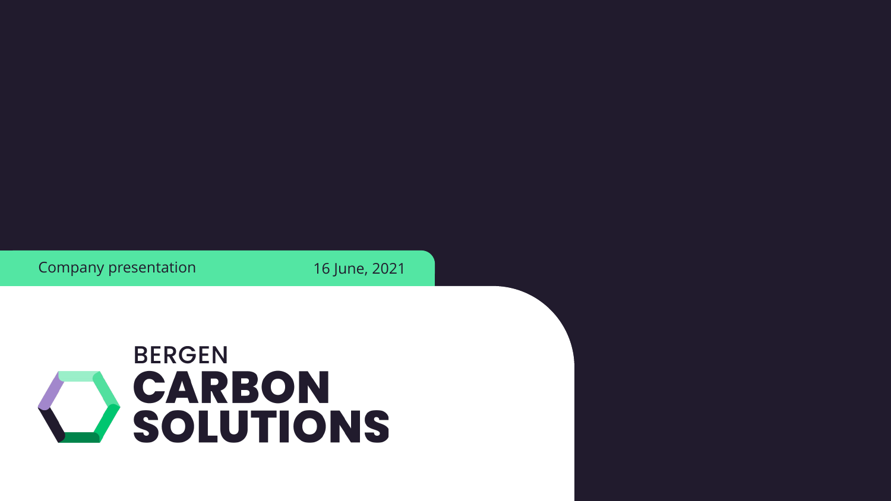Company presentation

16 June, 2021

# BERGEN CARBON SOLUTIONS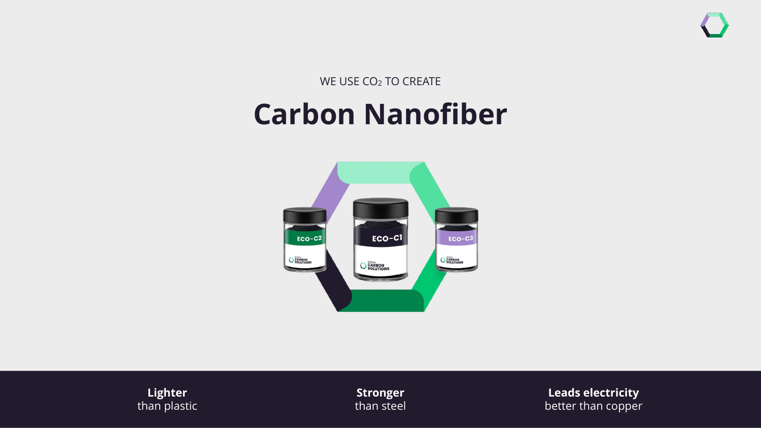WE USE $CO_2$ TO CREATE

# Carbon Nanofiber

**Lighter**
than plastic

**Stronger**
than steel

**Leads electricity**
better than copper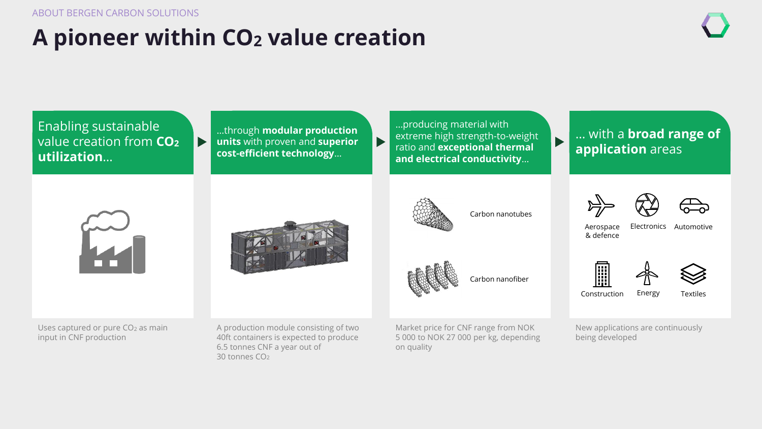ABOUT BERGEN CARBON SOLUTIONS

# A pioneer within $CO_2$ value creation

## Enabling sustainable value creation from **$CO_2$ utilization**…

Uses captured or pure $CO_2$ as main input in CNF production

## …through **modular production units** with proven and **superior cost-efficient technology**…

A production module consisting of two 40ft containers is expected to produce 6.5 tonnes CNF a year out of 30 tonnes $CO_2$

## …producing material with extreme high strength-to-weight ratio and **exceptional thermal and electrical conductivity**…

Carbon nanotubes

Carbon nanofiber

Market price for CNF range from NOK 5 000 to NOK 27 000 per kg, depending on quality

## … with a **broad range of application** areas

- Aerospace & defence
- Electronics
- Automotive
- Construction
- Energy
- Textiles

New applications are continuously being developed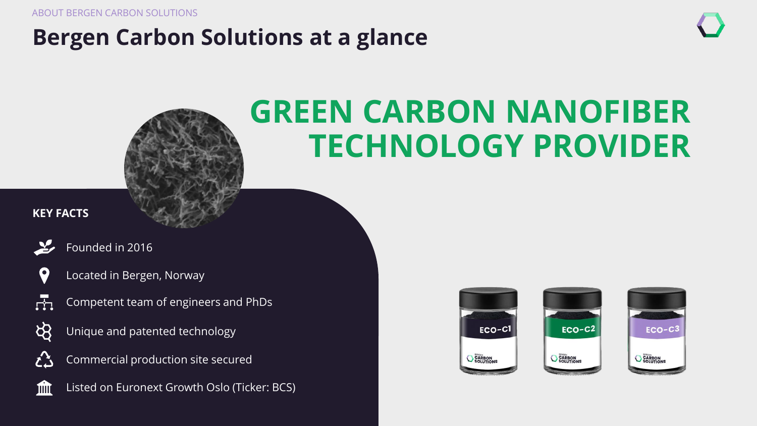ABOUT BERGEN CARBON SOLUTIONS

# Bergen Carbon Solutions at a glance

## GREEN CARBON NANOFIBER TECHNOLOGY PROVIDER

### KEY FACTS

- Founded in 2016
- Located in Bergen, Norway
- Competent team of engineers and PhDs
- Unique and patented technology
- Commercial production site secured
- Listed on Euronext Growth Oslo (Ticker: BCS)

ECO-C1 ECO-C2 ECO-C3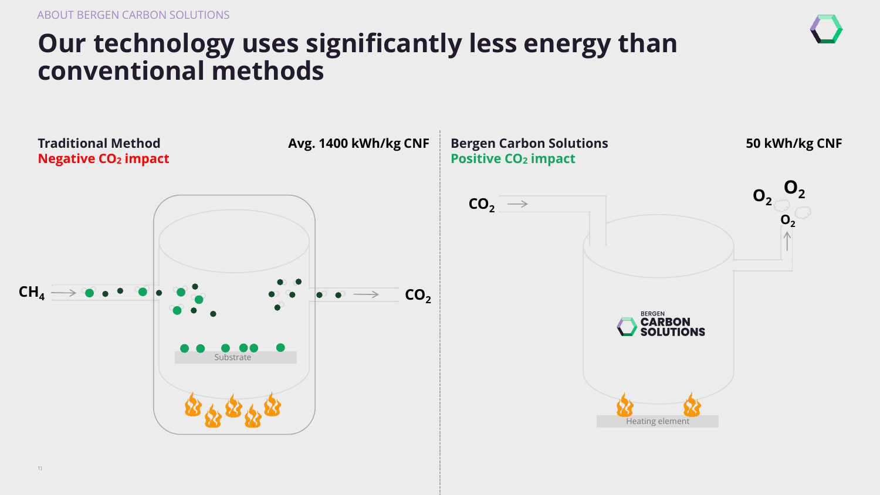ABOUT BERGEN CARBON SOLUTIONS

# Our technology uses significantly less energy than conventional methods

**Traditional Method**
**Negative $CO_2$ impact**

**Avg. 1400 kWh/kg CNF**

$CH_4$

Substrate

$CO_2$

**Bergen Carbon Solutions**
**Positive $CO_2$ impact**

**50 kWh/kg CNF**

$CO_2$

$O_2$ $O_2$ $O_2$

BERGEN CARBON SOLUTIONS

Heating element

1)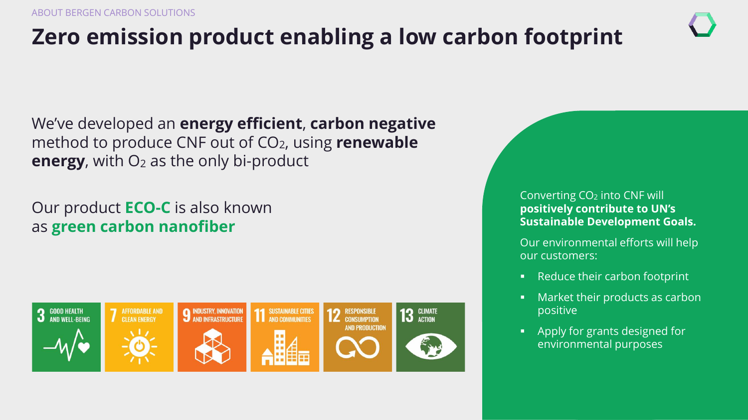ABOUT BERGEN CARBON SOLUTIONS

# Zero emission product enabling a low carbon footprint

We've developed an **energy efficient**, **carbon negative** method to produce CNF out of $CO_2$, using **renewable energy**, with $O_2$ as the only bi-product

Our product **ECO-C** is also known as **green carbon nanofiber**

3 GOOD HEALTH AND WELL-BEING | 7 AFFORDABLE AND CLEAN ENERGY | 9 INDUSTRY, INNOVATION AND INFRASTRUCTURE | 11 SUSTAINABLE CITIES AND COMMUNITIES | 12 RESPONSIBLE CONSUMPTION AND PRODUCTION | 13 CLIMATE ACTION

Converting $CO_2$ into CNF will **positively contribute to UN's Sustainable Development Goals.**

Our environmental efforts will help our customers:

- Reduce their carbon footprint
- Market their products as carbon positive
- Apply for grants designed for environmental purposes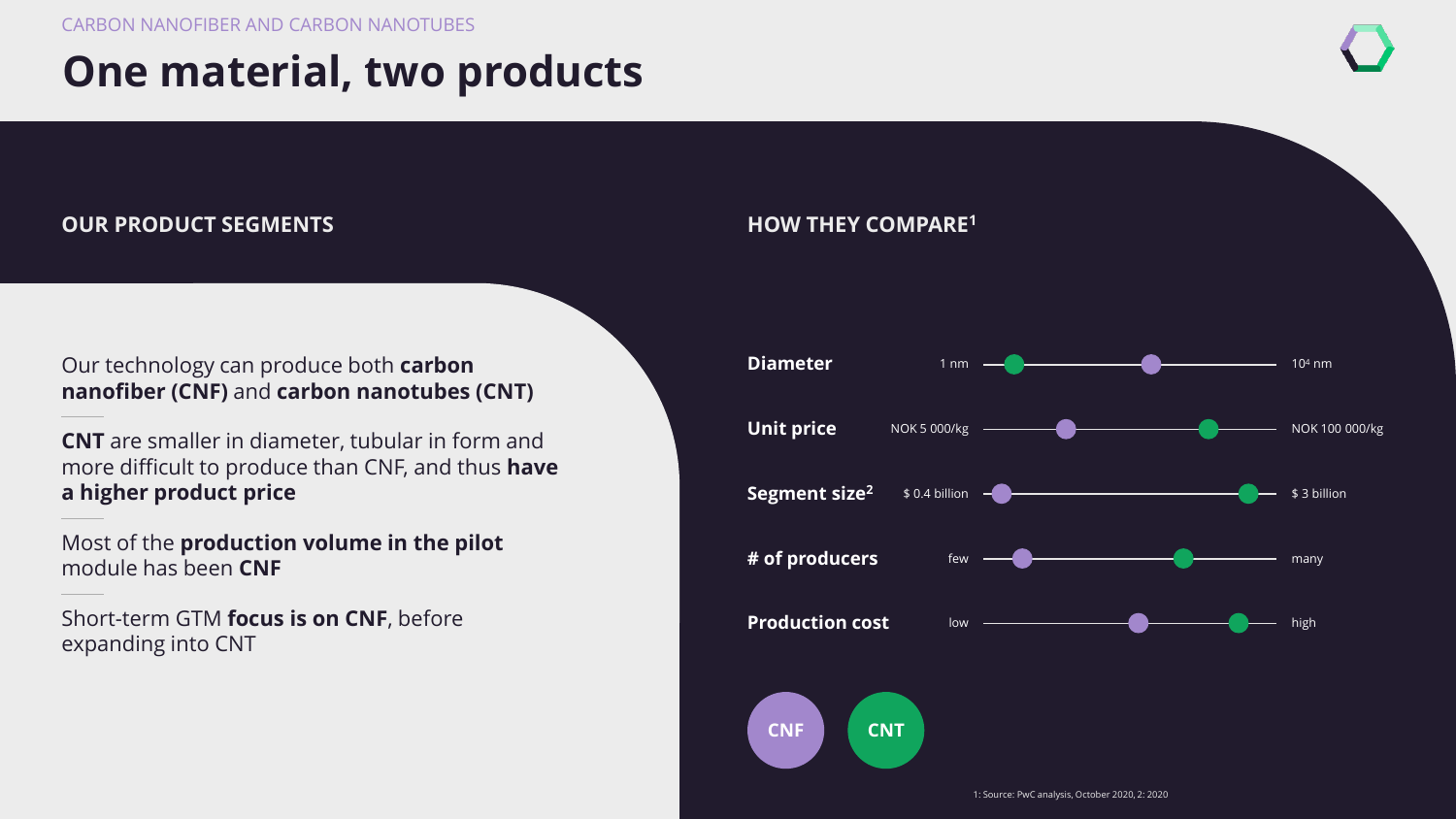CARBON NANOFIBER AND CARBON NANOTUBES

# One material, two products

## OUR PRODUCT SEGMENTS

Our technology can produce both **carbon nanofiber (CNF)** and **carbon nanotubes (CNT)**

---

**CNT** are smaller in diameter, tubular in form and more difficult to produce than CNF, and thus **have a higher product price**

---

Most of the **production volume in the pilot** module has been **CNF**

---

Short-term GTM **focus is on CNF**, before expanding into CNT

## HOW THEY COMPARE[1]

| | Low end | High end |
|---|---|---|
| **Diameter** | 1 nm | $10^4$ nm |
| **Unit price** | NOK 5 000/kg | NOK 100 000/kg |
| **Segment size[2]** | $ 0.4 billion | $ 3 billion |
| **# of producers** | few | many |
| **Production cost** | low | high |

CNF | CNT

1: Source: PwC analysis, October 2020, 2: 2020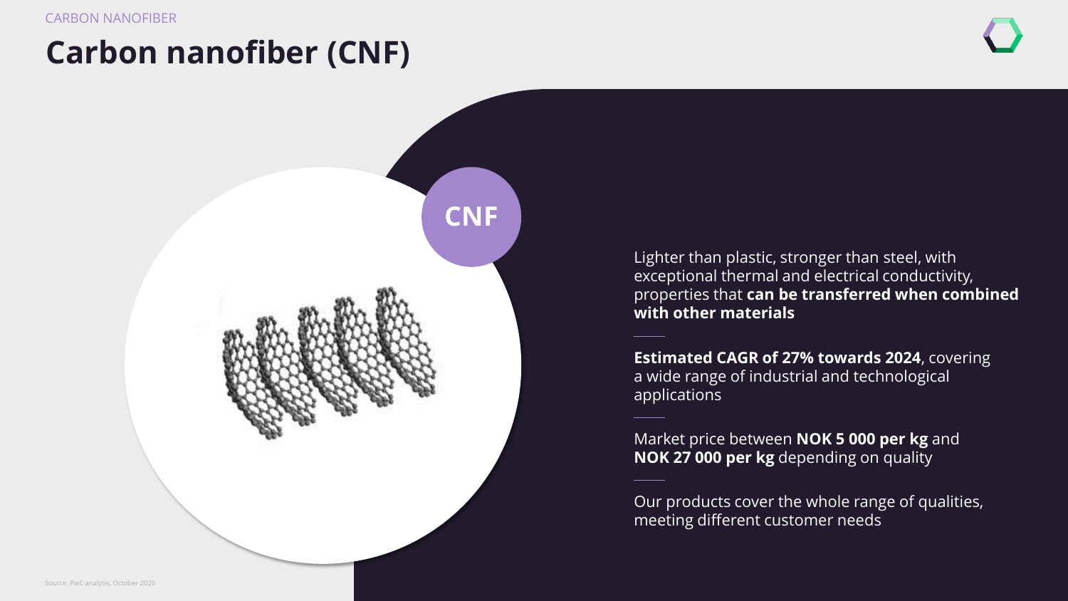CARBON NANOFIBER

# Carbon nanofiber (CNF)

CNF

Lighter than plastic, stronger than steel, with exceptional thermal and electrical conductivity, properties that **can be transferred when combined with other materials**

**Estimated CAGR of 27% towards 2024**, covering a wide range of industrial and technological applications

Market price between **NOK 5 000 per kg** and **NOK 27 000 per kg** depending on quality

Our products cover the whole range of qualities, meeting different customer needs

Source: PwC analysis, October 2020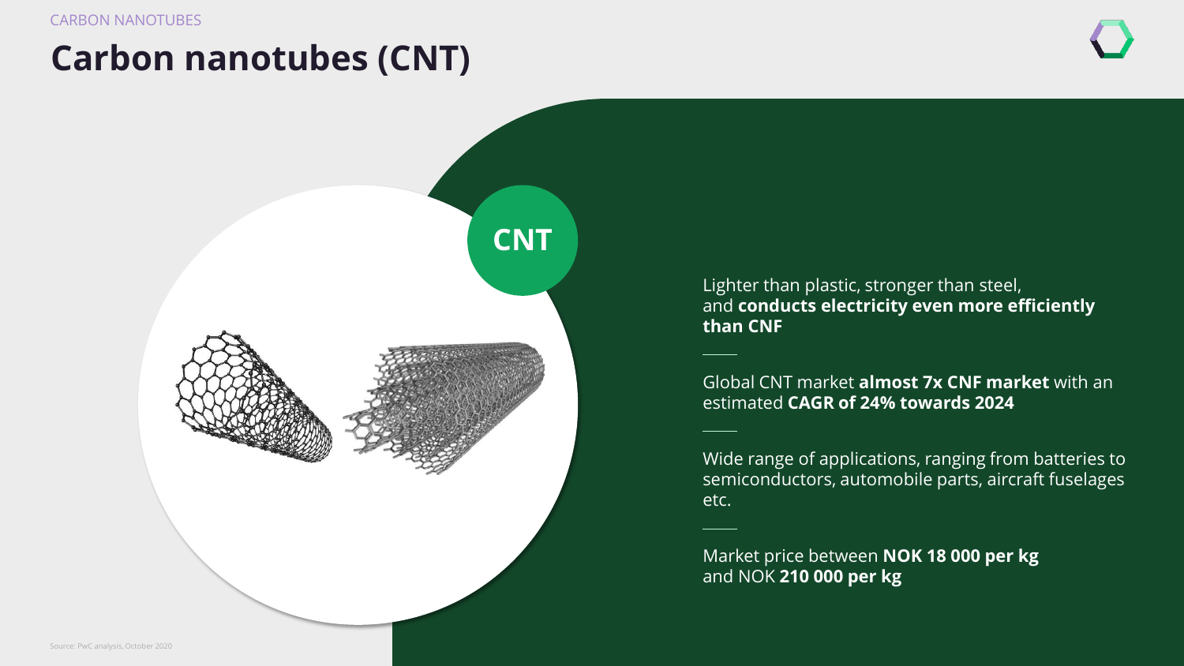CARBON NANOTUBES

# Carbon nanotubes (CNT)

CNT

Lighter than plastic, stronger than steel, and **conducts electricity even more efficiently than CNF**

Global CNT market **almost 7x CNF market** with an estimated **CAGR of 24% towards 2024**

Wide range of applications, ranging from batteries to semiconductors, automobile parts, aircraft fuselages etc.

Market price between **NOK 18 000 per kg** and NOK **210 000 per kg**

Source: PwC analysis, October 2020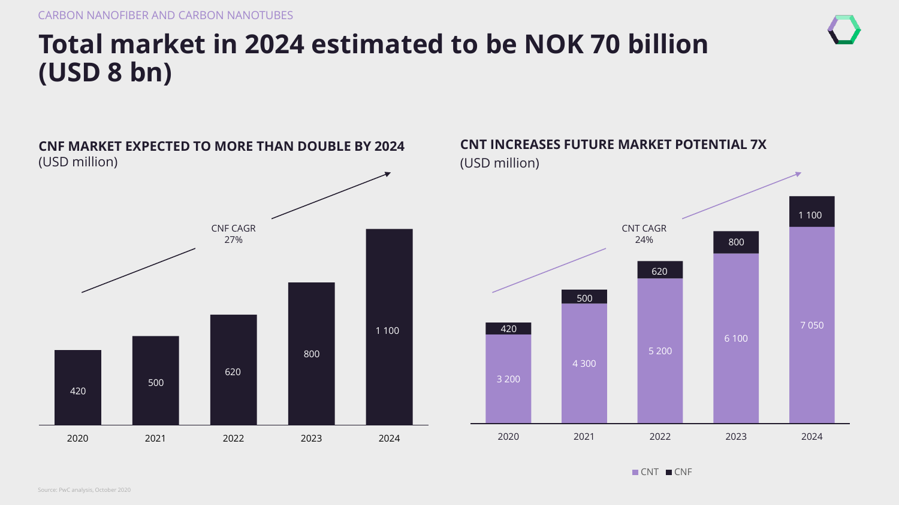CARBON NANOFIBER AND CARBON NANOTUBES

# Total market in 2024 estimated to be NOK 70 billion (USD 8 bn)

## CNF MARKET EXPECTED TO MORE THAN DOUBLE BY 2024

(USD million)

CNF CAGR 27%

| Year | CNF |
|---|---|
| 2020 | 420 |
| 2021 | 500 |
| 2022 | 620 |
| 2023 | 800 |
| 2024 | 1 100 |

## CNT INCREASES FUTURE MARKET POTENTIAL 7X

(USD million)

CNT CAGR 24%

| Year | CNT | CNF |
|---|---|---|
| 2020 | 3 200 | 420 |
| 2021 | 4 300 | 500 |
| 2022 | 5 200 | 620 |
| 2023 | 6 100 | 800 |
| 2024 | 7 050 | 1 100 |

Source: PwC analysis, October 2020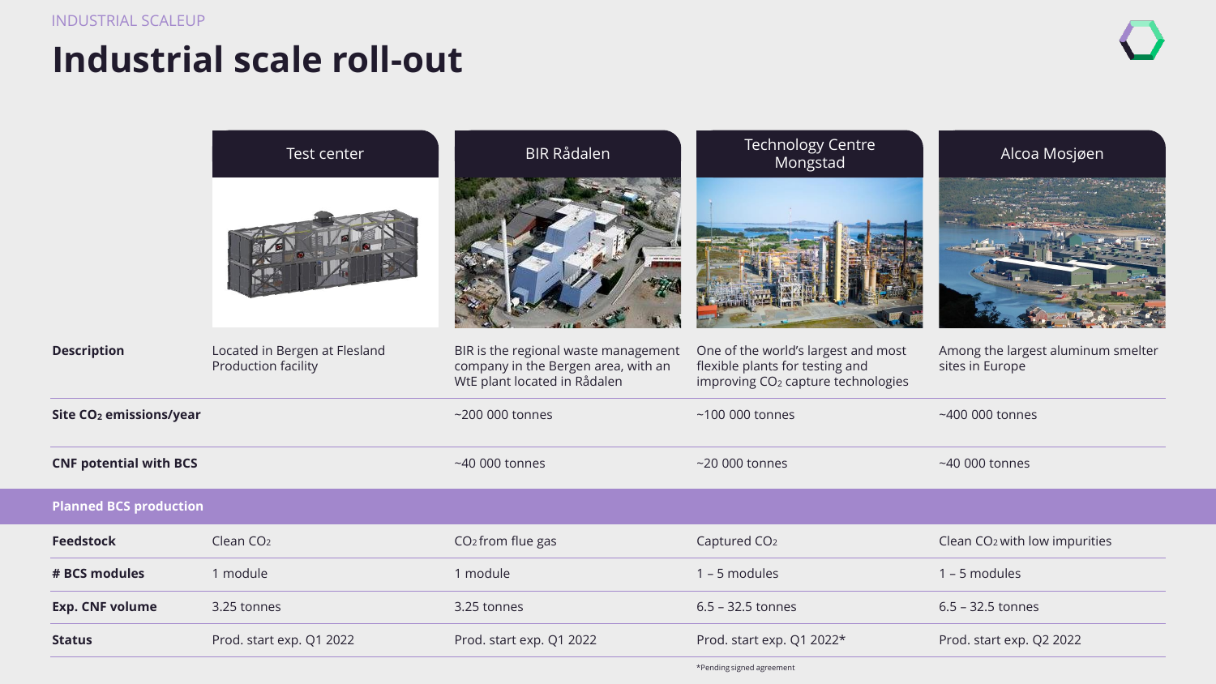INDUSTRIAL SCALEUP

# Industrial scale roll-out

| | Test center | BIR Rådalen | Technology Centre Mongstad | Alcoa Mosjøen |
|---|---|---|---|---|
| **Description** | Located in Bergen at Flesland Production facility | BIR is the regional waste management company in the Bergen area, with an WtE plant located in Rådalen | One of the world's largest and most flexible plants for testing and improving $CO_2$ capture technologies | Among the largest aluminum smelter sites in Europe |
| **Site $CO_2$ emissions/year** | | ~200 000 tonnes | ~100 000 tonnes | ~400 000 tonnes |
| **CNF potential with BCS** | | ~40 000 tonnes | ~20 000 tonnes | ~40 000 tonnes |
| **Planned BCS production** | | | | |
| **Feedstock** | Clean $CO_2$ | $CO_2$ from flue gas | Captured $CO_2$ | Clean $CO_2$ with low impurities |
| **# BCS modules** | 1 module | 1 module | 1 – 5 modules | 1 – 5 modules |
| **Exp. CNF volume** | 3.25 tonnes | 3.25 tonnes | 6.5 – 32.5 tonnes | 6.5 – 32.5 tonnes |
| **Status** | Prod. start exp. Q1 2022 | Prod. start exp. Q1 2022 | Prod. start exp. Q1 2022* | Prod. start exp. Q2 2022 |

*Pending signed agreement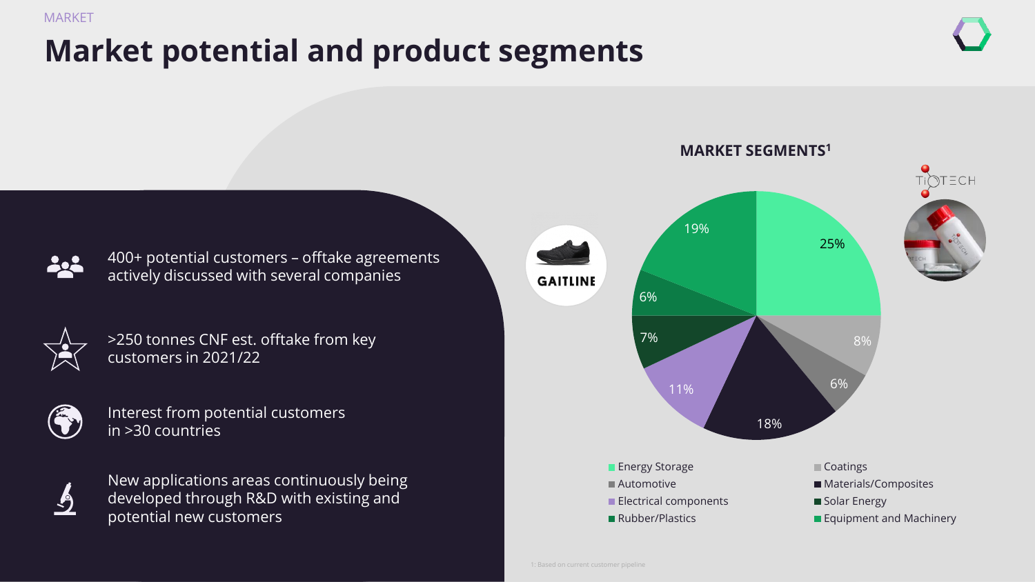MARKET

# Market potential and product segments

- 400+ potential customers – offtake agreements actively discussed with several companies
- >250 tonnes CNF est. offtake from key customers in 2021/22
- Interest from potential customers in >30 countries
- New applications areas continuously being developed through R&D with existing and potential new customers

## MARKET SEGMENTS[1]

| Segment | Share |
| --- | --- |
| Energy Storage | 25% |
| Coatings | 8% |
| Automotive | 6% |
| Materials/Composites | 18% |
| Electrical components | 11% |
| Solar Energy | 7% |
| Rubber/Plastics | 6% |
| Equipment and Machinery | 19% |

GAITLINE

TiOTECH

1: Based on current customer pipeline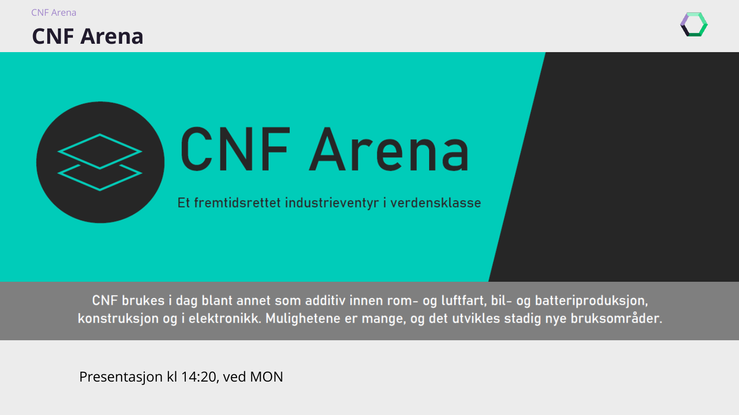# CNF Arena

CNF Arena

Et fremtidsrettet industrieventyr i verdensklasse

CNF brukes i dag blant annet som additiv innen rom- og luftfart, bil- og batteriproduksjon, konstruksjon og i elektronikk. Mulighetene er mange, og det utvikles stadig nye bruksområder.

Presentasjon kl 14:20, ved MON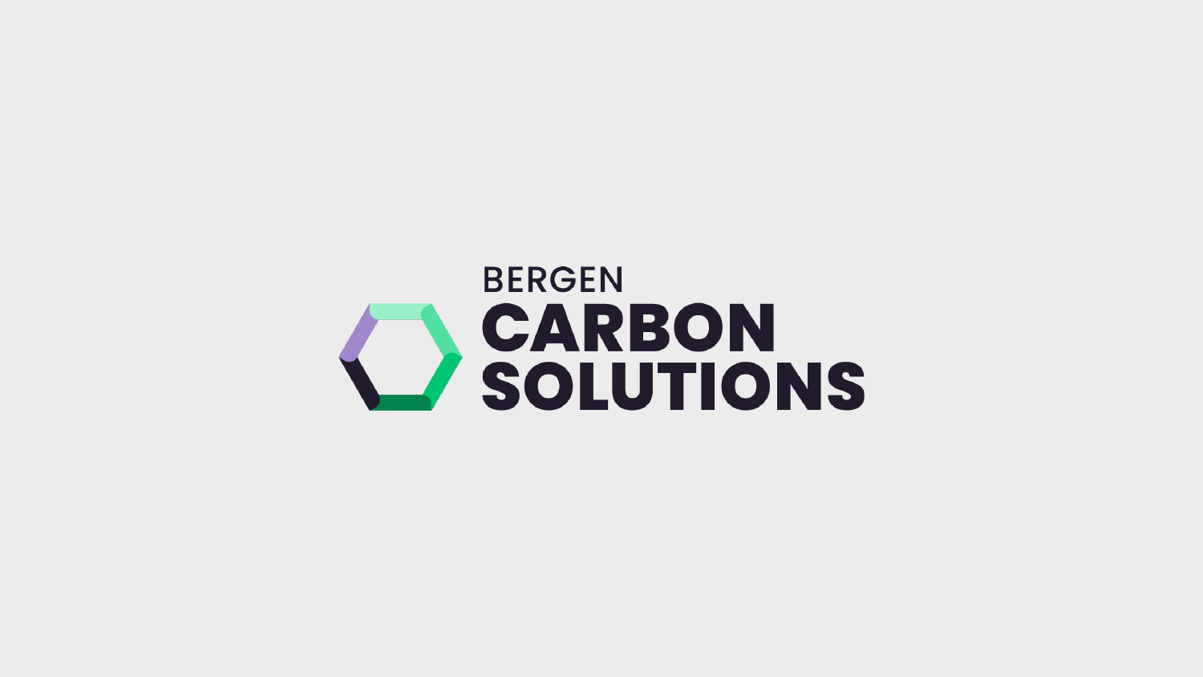BERGEN

CARBON

SOLUTIONS